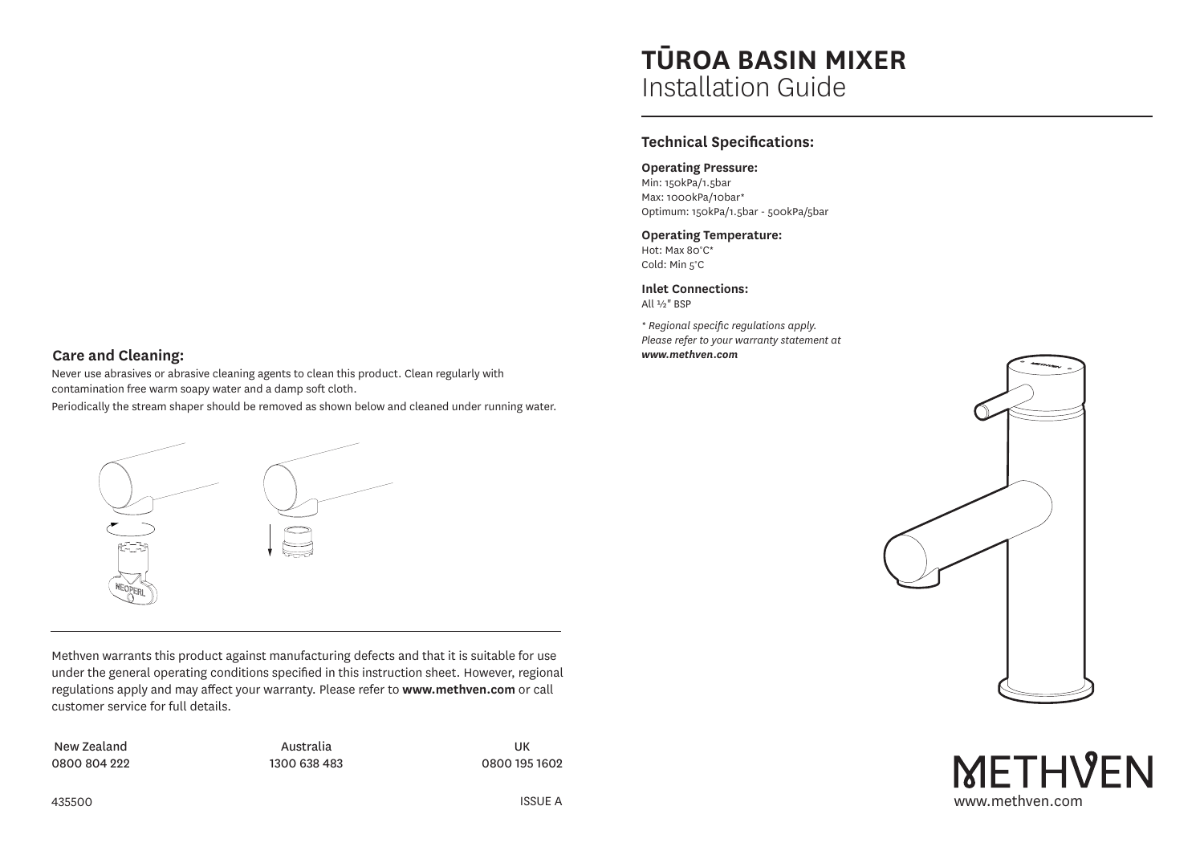# TŪROA BASIN MIXER

Installation Guide

## Technical Specifications:

**Operating Pressure:**
Min: 150kPa/1.5bar
Max: 1000kPa/10bar*
Optimum: 150kPa/1.5bar - 500kPa/5bar

**Operating Temperature:**
Hot: Max 80°C*
Cold: Min 5°C

**Inlet Connections:**
All ½" BSP

*\* Regional specific regulations apply. Please refer to your warranty statement at **www.methven.com***

## Care and Cleaning:

Never use abrasives or abrasive cleaning agents to clean this product. Clean regularly with contamination free warm soapy water and a damp soft cloth.

Periodically the stream shaper should be removed as shown below and cleaned under running water.

---

Methven warrants this product against manufacturing defects and that it is suitable for use under the general operating conditions specified in this instruction sheet. However, regional regulations apply and may affect your warranty. Please refer to **www.methven.com** or call customer service for full details.

| New Zealand | Australia | UK |
|---|---|---|
| 0800 804 222 | 1300 638 483 | 0800 195 1602 |

435500

ISSUE A

METHVEN
www.methven.com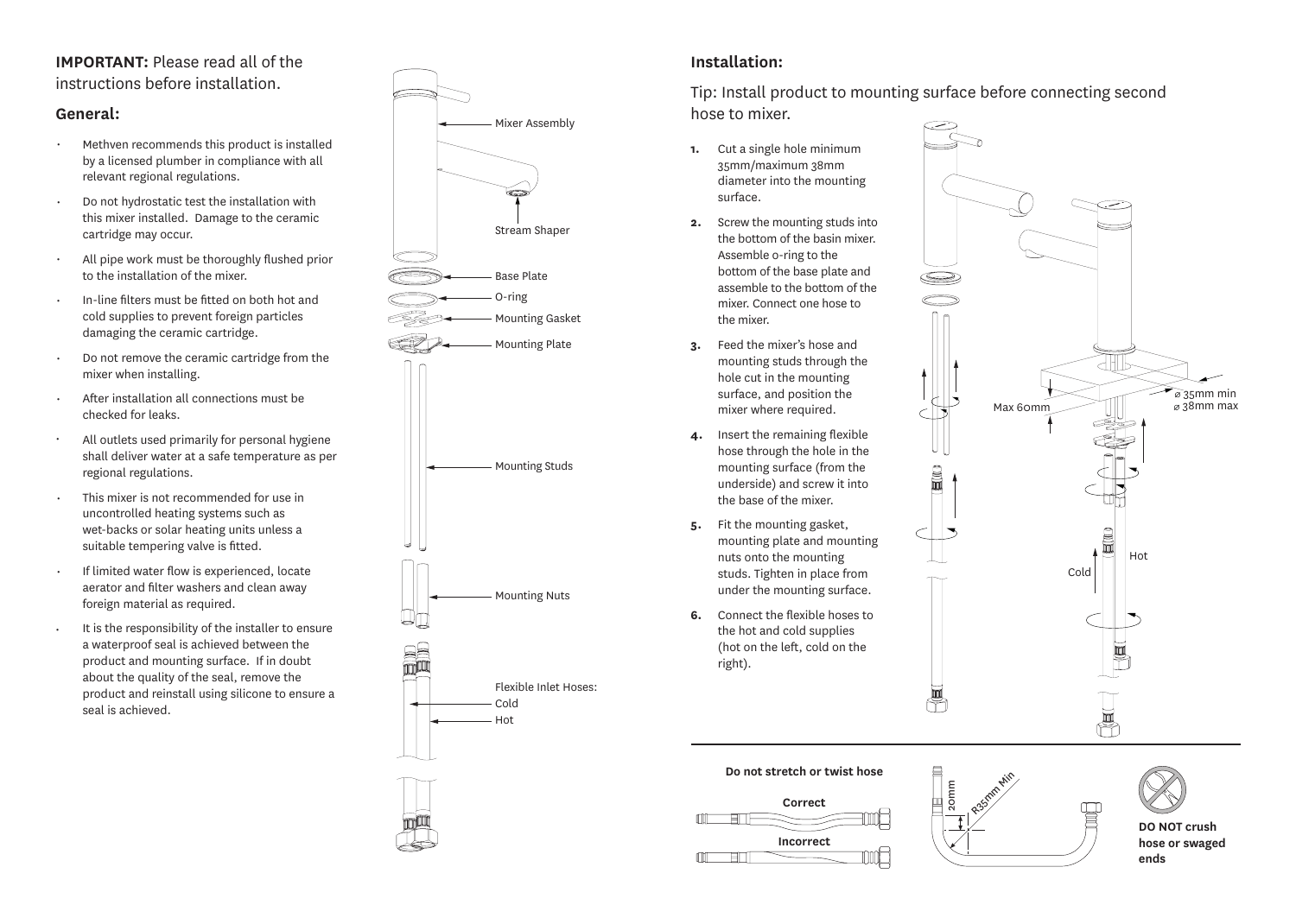**IMPORTANT:** Please read all of the instructions before installation.

## General:

- Methven recommends this product is installed by a licensed plumber in compliance with all relevant regional regulations.
- Do not hydrostatic test the installation with this mixer installed. Damage to the ceramic cartridge may occur.
- All pipe work must be thoroughly flushed prior to the installation of the mixer.
- In-line filters must be fitted on both hot and cold supplies to prevent foreign particles damaging the ceramic cartridge.
- Do not remove the ceramic cartridge from the mixer when installing.
- After installation all connections must be checked for leaks.
- All outlets used primarily for personal hygiene shall deliver water at a safe temperature as per regional regulations.
- This mixer is not recommended for use in uncontrolled heating systems such as wet-backs or solar heating units unless a suitable tempering valve is fitted.
- If limited water flow is experienced, locate aerator and filter washers and clean away foreign material as required.
- It is the responsibility of the installer to ensure a waterproof seal is achieved between the product and mounting surface. If in doubt about the quality of the seal, remove the product and reinstall using silicone to ensure a seal is achieved.

Mixer Assembly

Stream Shaper

Base Plate

O-ring

Mounting Gasket

Mounting Plate

Mounting Studs

Mounting Nuts

Flexible Inlet Hoses:
Cold
Hot

## Installation:

Tip: Install product to mounting surface before connecting second hose to mixer.

1. Cut a single hole minimum 35mm/maximum 38mm diameter into the mounting surface.
2. Screw the mounting studs into the bottom of the basin mixer. Assemble o-ring to the bottom of the base plate and assemble to the bottom of the mixer. Connect one hose to the mixer.
3. Feed the mixer's hose and mounting studs through the hole cut in the mounting surface, and position the mixer where required.
4. Insert the remaining flexible hose through the hole in the mounting surface (from the underside) and screw it into the base of the mixer.
5. Fit the mounting gasket, mounting plate and mounting nuts onto the mounting studs. Tighten in place from under the mounting surface.
6. Connect the flexible hoses to the hot and cold supplies (hot on the left, cold on the right).

Max 60mm

⌀ 35mm min
⌀ 38mm max

Cold

Hot

**Do not stretch or twist hose**

**Correct**

**Incorrect**

20mm

R35mm Min

**DO NOT crush hose or swaged ends**